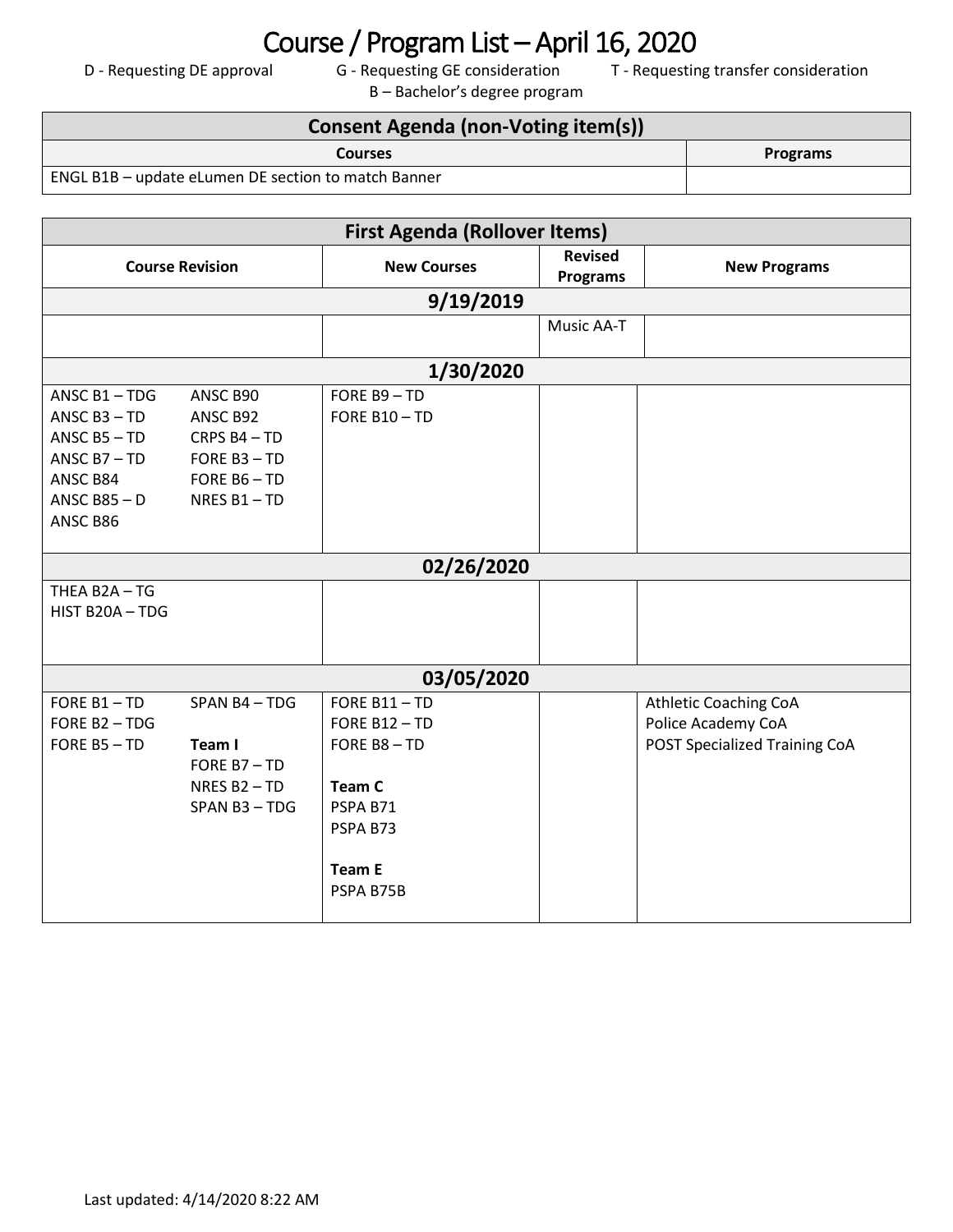# Course / Program List – April 16, 2020

D - Requesting DE approval G - Requesting GE consideration T - Requesting transfer consideration
B – Bachelor's degree program

| Consent Agenda (non-Voting item(s)) | |
|---|---|
| **Courses** | **Programs** |
| ENGL B1B – update eLumen DE section to match Banner | |

| First Agenda (Rollover Items) | | | |
|---|---|---|---|
| **Course Revision** | **New Courses** | **Revised Programs** | **New Programs** |
| **9/19/2019** | | | |
| | | Music AA-T | |
| **1/30/2020** | | | |
| ANSC B1 – TDG<br>ANSC B3 – TD<br>ANSC B5 – TD<br>ANSC B7 – TD<br>ANSC B84<br>ANSC B85 – D<br>ANSC B86<br>ANSC B90<br>ANSC B92<br>CRPS B4 – TD<br>FORE B3 – TD<br>FORE B6 – TD<br>NRES B1 – TD | FORE B9 – TD<br>FORE B10 – TD | | |
| **02/26/2020** | | | |
| THEA B2A – TG<br>HIST B20A – TDG | | | |
| **03/05/2020** | | | |
| FORE B1 – TD<br>FORE B2 – TDG<br>FORE B5 – TD<br>SPAN B4 – TDG<br><br>**Team I**<br>FORE B7 – TD<br>NRES B2 – TD<br>SPAN B3 – TDG | FORE B11 – TD<br>FORE B12 – TD<br>FORE B8 – TD<br><br>**Team C**<br>PSPA B71<br>PSPA B73<br><br>**Team E**<br>PSPA B75B | | Athletic Coaching CoA<br>Police Academy CoA<br>POST Specialized Training CoA |

Last updated: 4/14/2020 8:22 AM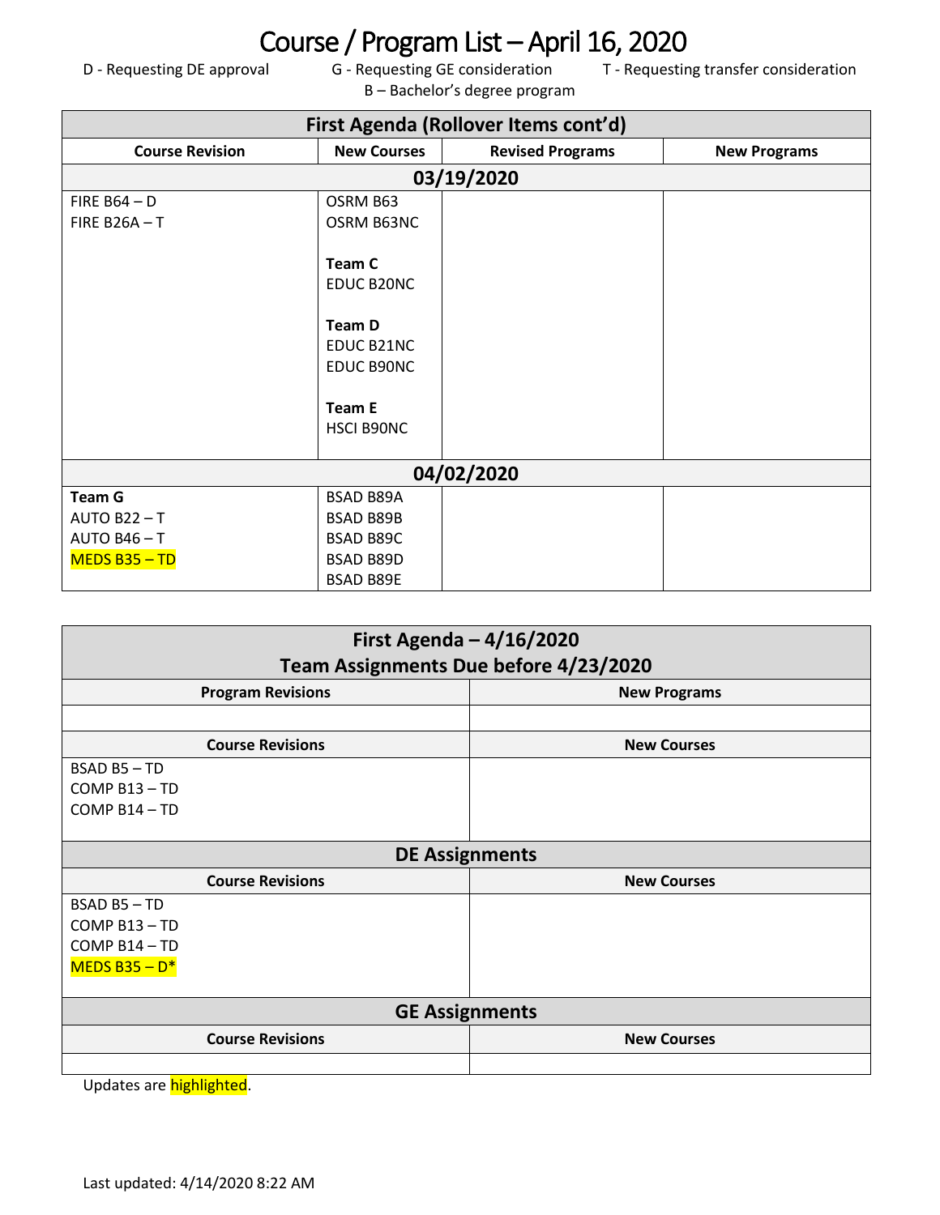# Course / Program List – April 16, 2020

D - Requesting DE approval G - Requesting GE consideration T - Requesting transfer consideration
B – Bachelor's degree program

| First Agenda (Rollover Items cont'd) | | | |
|---|---|---|---|
| **Course Revision** | **New Courses** | **Revised Programs** | **New Programs** |
| **03/19/2020** | | | |
| FIRE B64 – D<br>FIRE B26A – T | OSRM B63<br>OSRM B63NC<br><br>**Team C**<br>EDUC B20NC<br><br>**Team D**<br>EDUC B21NC<br>EDUC B90NC<br><br>**Team E**<br>HSCI B90NC | | |
| **04/02/2020** | | | |
| **Team G**<br>AUTO B22 – T<br>AUTO B46 – T<br>MEDS B35 – TD | BSAD B89A<br>BSAD B89B<br>BSAD B89C<br>BSAD B89D<br>BSAD B89E | | |

| First Agenda – 4/16/2020<br>Team Assignments Due before 4/23/2020 | |
|---|---|
| **Program Revisions** | **New Programs** |
| | |
| **Course Revisions** | **New Courses** |
| BSAD B5 – TD<br>COMP B13 – TD<br>COMP B14 – TD | |
| **DE Assignments** | |
| **Course Revisions** | **New Courses** |
| BSAD B5 – TD<br>COMP B13 – TD<br>COMP B14 – TD<br>MEDS B35 – D* | |
| **GE Assignments** | |
| **Course Revisions** | **New Courses** |
| | |

Updates are highlighted.

Last updated: 4/14/2020 8:22 AM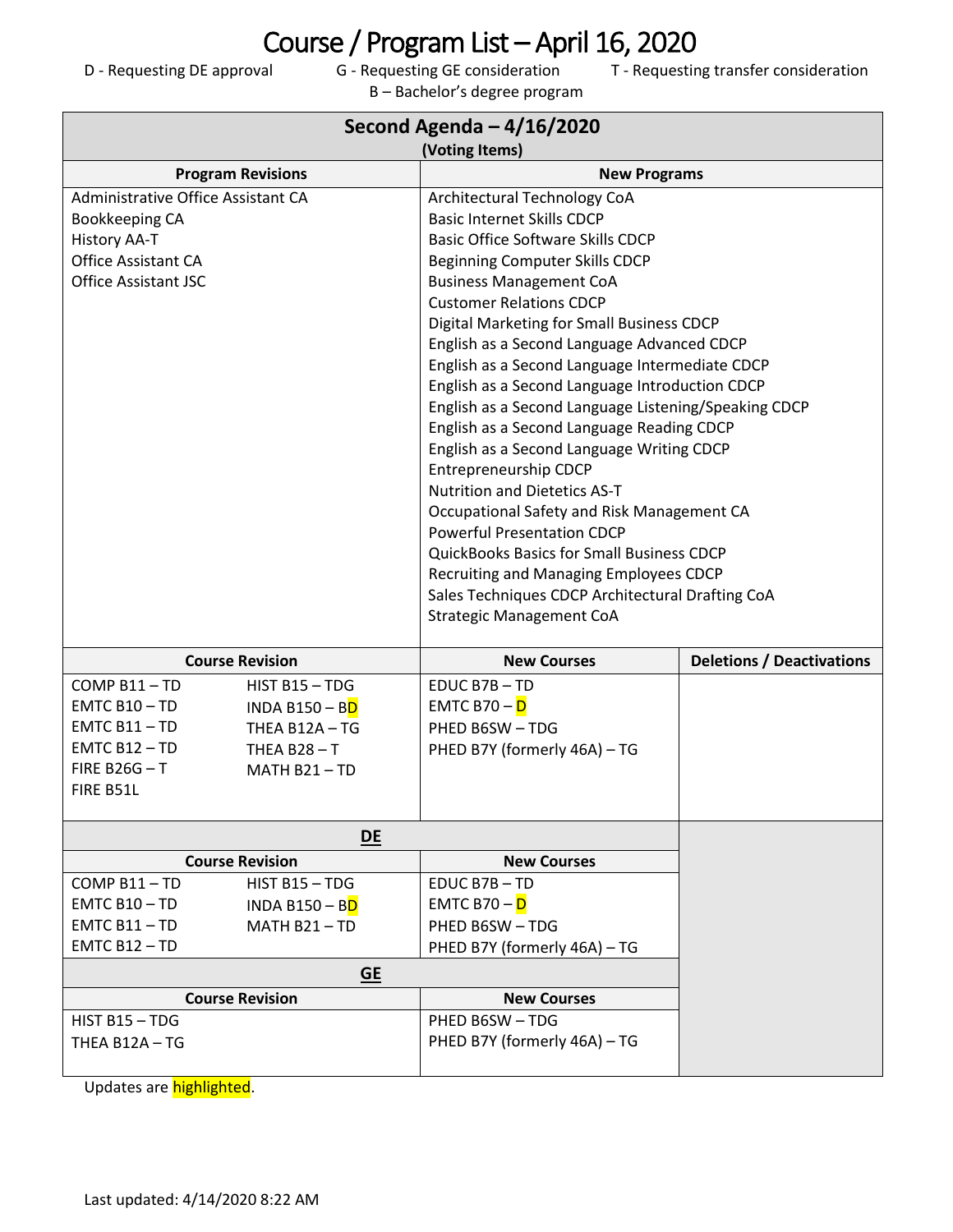# Course / Program List – April 16, 2020

D - Requesting DE approval G - Requesting GE consideration T - Requesting transfer consideration
B – Bachelor's degree program

## Second Agenda – 4/16/2020
**(Voting Items)**

| Program Revisions | New Programs |
|---|---|
| Administrative Office Assistant CA<br>Bookkeeping CA<br>History AA-T<br>Office Assistant CA<br>Office Assistant JSC | Architectural Technology CoA<br>Basic Internet Skills CDCP<br>Basic Office Software Skills CDCP<br>Beginning Computer Skills CDCP<br>Business Management CoA<br>Customer Relations CDCP<br>Digital Marketing for Small Business CDCP<br>English as a Second Language Advanced CDCP<br>English as a Second Language Intermediate CDCP<br>English as a Second Language Introduction CDCP<br>English as a Second Language Listening/Speaking CDCP<br>English as a Second Language Reading CDCP<br>English as a Second Language Writing CDCP<br>Entrepreneurship CDCP<br>Nutrition and Dietetics AS-T<br>Occupational Safety and Risk Management CA<br>Powerful Presentation CDCP<br>QuickBooks Basics for Small Business CDCP<br>Recruiting and Managing Employees CDCP<br>Sales Techniques CDCP Architectural Drafting CoA<br>Strategic Management CoA |

| Course Revision | | New Courses | Deletions / Deactivations |
|---|---|---|---|
| COMP B11 – TD<br>EMTC B10 – TD<br>EMTC B11 – TD<br>EMTC B12 – TD<br>FIRE B26G – T<br>FIRE B51L | HIST B15 – TDG<br>INDA B150 – BD<br>THEA B12A – TG<br>THEA B28 – T<br>MATH B21 – TD | EDUC B7B – TD<br>EMTC B70 – D<br>PHED B6SW – TDG<br>PHED B7Y (formerly 46A) – TG | |

### DE

| Course Revision | | New Courses |
|---|---|---|
| COMP B11 – TD<br>EMTC B10 – TD<br>EMTC B11 – TD<br>EMTC B12 – TD | HIST B15 – TDG<br>INDA B150 – BD<br>MATH B21 – TD | EDUC B7B – TD<br>EMTC B70 – D<br>PHED B6SW – TDG<br>PHED B7Y (formerly 46A) – TG |

### GE

| Course Revision | New Courses |
|---|---|
| HIST B15 – TDG<br>THEA B12A – TG | PHED B6SW – TDG<br>PHED B7Y (formerly 46A) – TG |

Updates are highlighted.

Last updated: 4/14/2020 8:22 AM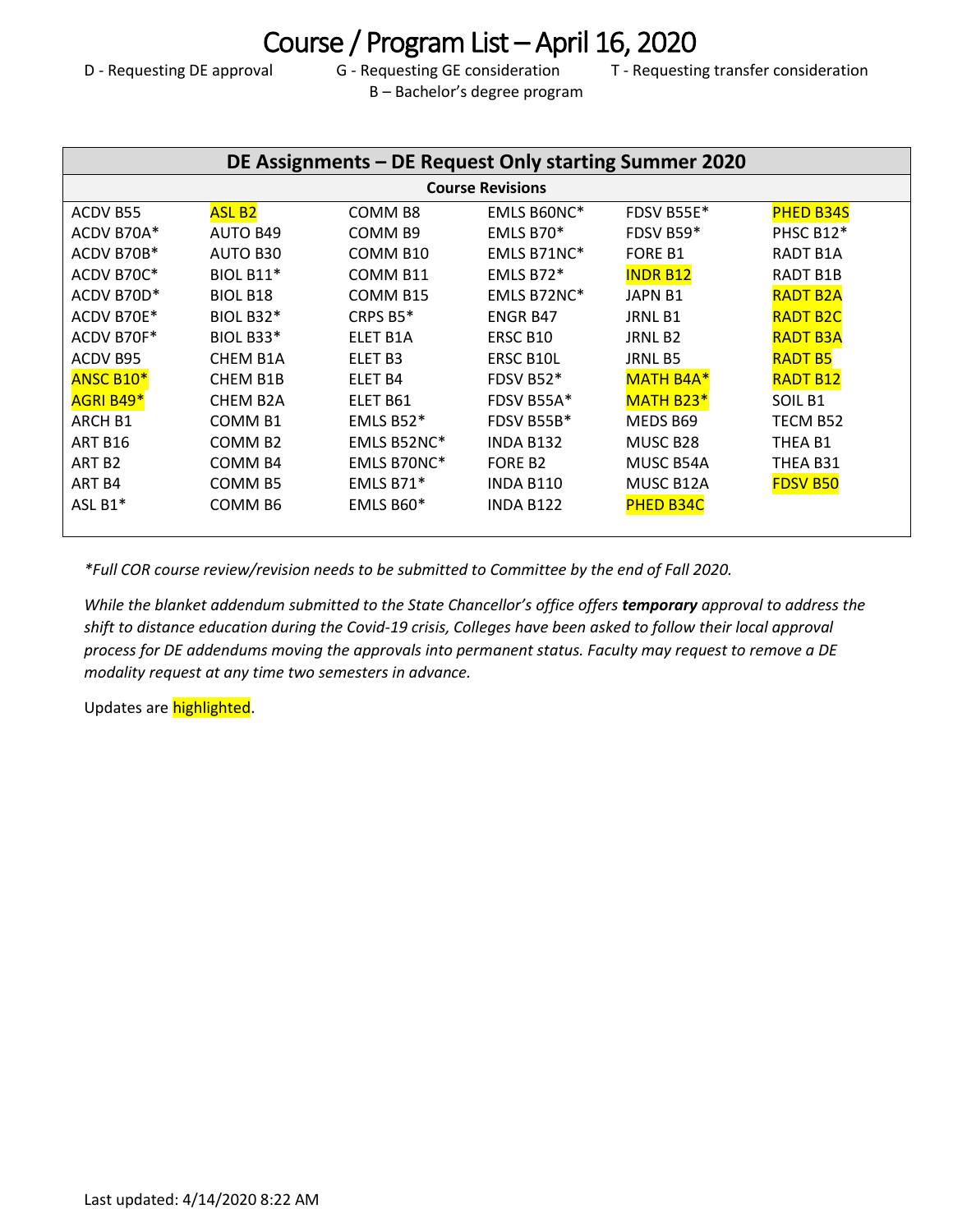# Course / Program List – April 16, 2020

D - Requesting DE approval G - Requesting GE consideration T - Requesting transfer consideration
B – Bachelor's degree program

| DE Assignments – DE Request Only starting Summer 2020 | | | | | |
|---|---|---|---|---|---|
| **Course Revisions** | | | | | |
| ACDV B55 | ASL B2 | COMM B8 | EMLS B60NC* | FDSV B55E* | PHED B34S |
| ACDV B70A* | AUTO B49 | COMM B9 | EMLS B70* | FDSV B59* | PHSC B12* |
| ACDV B70B* | AUTO B30 | COMM B10 | EMLS B71NC* | FORE B1 | RADT B1A |
| ACDV B70C* | BIOL B11* | COMM B11 | EMLS B72* | INDR B12 | RADT B1B |
| ACDV B70D* | BIOL B18 | COMM B15 | EMLS B72NC* | JAPN B1 | RADT B2A |
| ACDV B70E* | BIOL B32* | CRPS B5* | ENGR B47 | JRNL B1 | RADT B2C |
| ACDV B70F* | BIOL B33* | ELET B1A | ERSC B10 | JRNL B2 | RADT B3A |
| ACDV B95 | CHEM B1A | ELET B3 | ERSC B10L | JRNL B5 | RADT B5 |
| ANSC B10* | CHEM B1B | ELET B4 | FDSV B52* | MATH B4A* | RADT B12 |
| AGRI B49* | CHEM B2A | ELET B61 | FDSV B55A* | MATH B23* | SOIL B1 |
| ARCH B1 | COMM B1 | EMLS B52* | FDSV B55B* | MEDS B69 | TECM B52 |
| ART B16 | COMM B2 | EMLS B52NC* | INDA B132 | MUSC B28 | THEA B1 |
| ART B2 | COMM B4 | EMLS B70NC* | FORE B2 | MUSC B54A | THEA B31 |
| ART B4 | COMM B5 | EMLS B71* | INDA B110 | MUSC B12A | FDSV B50 |
| ASL B1* | COMM B6 | EMLS B60* | INDA B122 | PHED B34C | |

*\*Full COR course review/revision needs to be submitted to Committee by the end of Fall 2020.*

*While the blanket addendum submitted to the State Chancellor's office offers **temporary** approval to address the shift to distance education during the Covid-19 crisis, Colleges have been asked to follow their local approval process for DE addendums moving the approvals into permanent status. Faculty may request to remove a DE modality request at any time two semesters in advance.*

Updates are highlighted.

Last updated: 4/14/2020 8:22 AM